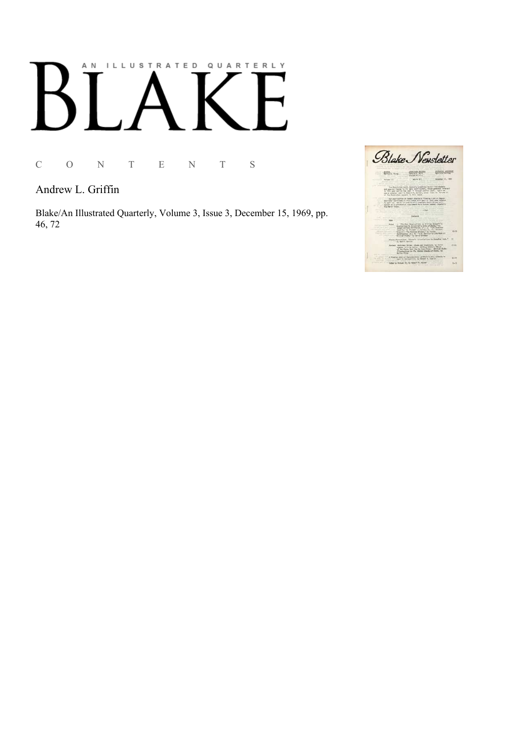AN ILLUSTRATED QUARTERLY

# BLAKE

C O N T E N T S

Andrew L. Griffin

Blake/An Illustrated Quarterly, Volume 3, Issue 3, December 15, 1969, pp. 46, 72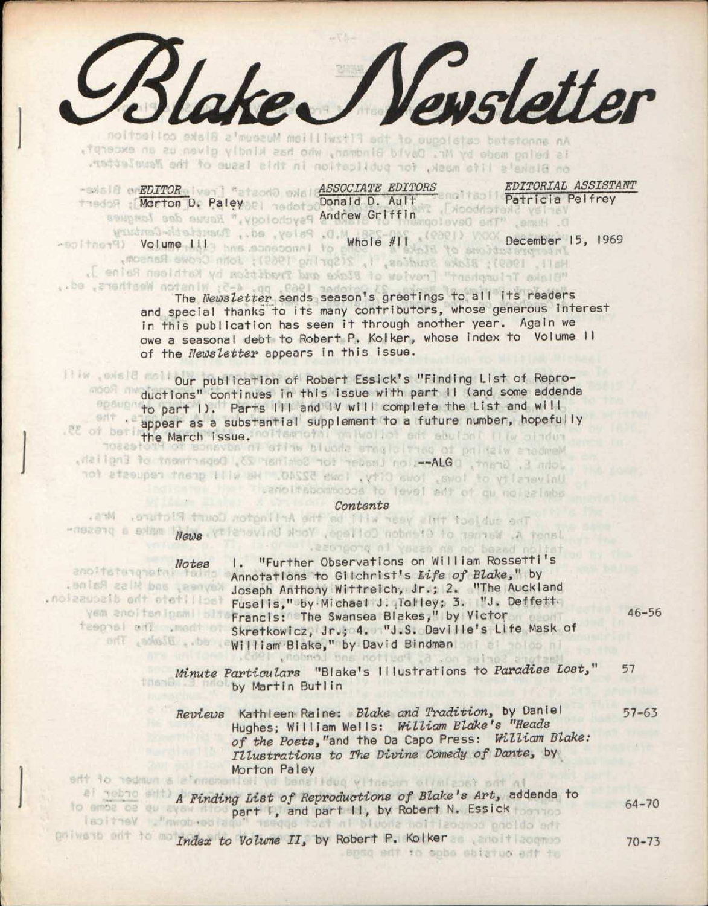# Blake Newsletter

| *EDITOR* | *ASSOCIATE EDITORS* | *EDITORIAL ASSISTANT* |
|---|---|---|
| Morton D. Paley | Donald D. Ault | Patricia Pelfrey |
| | Andrew Griffin | |

Volume III — Whole #11 — December 15, 1969

The *Newsletter* sends season's greetings to all its readers and special thanks to its many contributors, whose generous interest in this publication has seen it through another year. Again we owe a seasonal debt to Robert P. Kolker, whose index to Volume II of the *Newsletter* appears in this issue.

Our publication of Robert Essick's "Finding List of Reproductions" continues in this issue with part II (and some addenda to part I). Parts III and IV will complete the List and will appear as a substantial supplement to a future number, hopefully the March issue.

--ALG

## Contents

*News*

*Notes* 1. "Further Observations on William Rossetti's Annotations to Gilchrist's *Life of Blake*," by Joseph Anthony Wittreich, Jr.; 2. "The Auckland Fuselis," by Michael J. Tolley; 3. "J. Deffett Francis: The Swansea Blakes," by Victor Skretkowicz, Jr.; 4. "J.S. Deville's Life Mask of William Blake," by David Bindman — 46-56

*Minute Particulars* "Blake's Illustrations to *Paradise Lost*," by Martin Butlin — 57

*Reviews* Kathleen Raine: *Blake and Tradition*, by Daniel Hughes; William Wells: *William Blake's "Heads of the Poets,"* and the Da Capo Press: *William Blake: Illustrations to The Divine Comedy of Dante*, by Morton Paley — 57-63

*A Finding List of Reproductions of Blake's Art*, addenda to part I, and part II, by Robert N. Essick — 64-70

*Index to Volume II*, by Robert P. Kolker — 70-73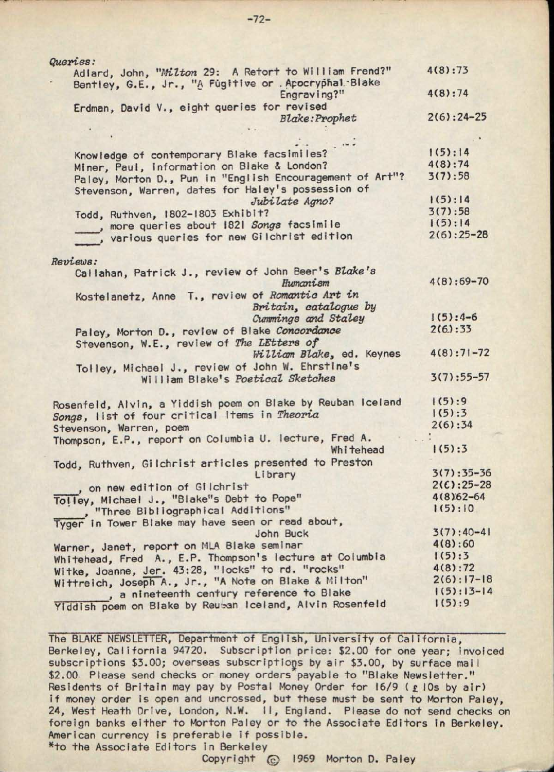*Queries:*

| | |
|---|---|
| Adlard, John, "*Milton* 29: A Retort to William Frend?" | 4(8):73 |
| Bentley, G.E., Jr., "A Fugitive or Apocryphal Blake Engraving?" | 4(8):74 |
| Erdman, David V., eight queries for revised *Blake:Prophet* | 2(6):24-25 |
| Knowledge of contemporary Blake facsimiles? | 1(5):14 |
| Miner, Paul, information on Blake & London? | 4(8):74 |
| Paley, Morton D., Pun in "English Encouragement of Art"? | 3(7):58 |
| Stevenson, Warren, dates for Haley's possession of *Jubilate Agno?* | 1(5):14 |
| Todd, Ruthven, 1802-1803 Exhibit? | 3(7):58 |
| ____, more queries about 1821 *Songs* facsimile | 1(5):14 |
| ____, various queries for new Gilchrist edition | 2(6):25-28 |

*Reviews:*

| | |
|---|---|
| Callahan, Patrick J., review of John Beer's *Blake's Humanism* | 4(8):69-70 |
| Kostelanetz, Anne T., review of *Romantic Art in Britain, catalogue by Cummings and Staley* | 1(5):4-6 |
| Paley, Morton D., review of Blake *Concordance* | 2(6):33 |
| Stevenson, W.E., review of *The LEtters of William Blake*, ed. Keynes | 4(8):71-72 |
| Tolley, Michael J., review of John W. Ehrstine's William Blake's *Poetical Sketches* | 3(7):55-57 |

| | |
|---|---|
| Rosenfeld, Alvin, a Yiddish poem on Blake by Reuban Iceland | 1(5):9 |
| *Songs*, list of four critical items in *Theoria* | 1(5):3 |
| Stevenson, Warren, poem | 2(6):34 |
| Thompson, E.P., report on Columbia U. lecture, Fred A. Whitehead | 1(5):3 |
| Todd, Ruthven, Gilchrist articles presented to Preston Library | 3(7):35-36 |
| ____, on new edition of Gilchrist | 2(6):25-28 |
| Tolley, Michael J., "Blake"s Debt to Pope" | 4(8):62-64 |
| ____, "Three Bibliographical Additions" | 1(5):10 |
| Tyger in Tower Blake may have seen or read about, John Buck | 3(7):40-41 |
| Warner, Janet, report on MLA Blake seminar | 4(8):60 |
| Whitehead, Fred A., E.P. Thompson's lecture at Columbia | 1(5):3 |
| Witke, Joanne, Jer. 43:28, "locks" to rd. "rocks" | 4(8):72 |
| Wittreich, Joseph A., Jr., "A Note on Blake & Milton" | 2(6):17-18 |
| ____, a nineteenth century reference to Blake | 1(5):13-14 |
| Yiddish poem on Blake by Reuban Iceland, Alvin Rosenfeld | 1(5):9 |

---

The BLAKE NEWSLETTER, Department of English, University of California, Berkeley, California 94720. Subscription price: $2.00 for one year; invoiced subscriptions $3.00; overseas subscriptions* by air $3.00, by surface mail $2.00 Please send checks or money orders payable to "Blake Newsletter." Residents of Britain may pay by Postal Money Order for 16/9 (£ 10s by air) if money order is open and uncrossed, but these must be sent to Morton Paley, 24, West Heath Drive, London, N.W. 11, England. Please do not send checks on foreign banks either to Morton Paley or to the Associate Editors in Berkeley. American currency is preferable if possible.

*to the Associate Editors in Berkeley

Copyright © 1969 Morton D. Paley